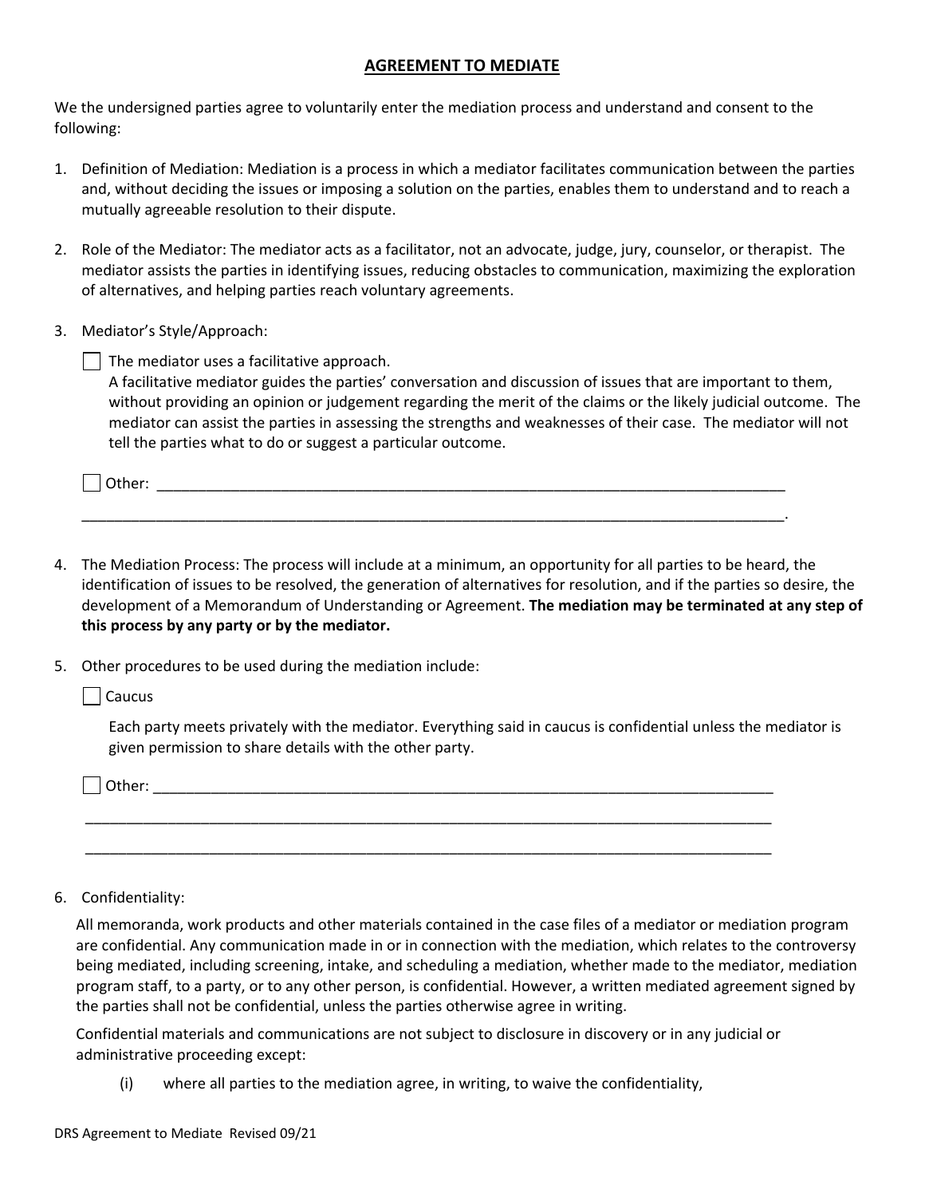# AGREEMENT TO MEDIATE

We the undersigned parties agree to voluntarily enter the mediation process and understand and consent to the following:

1. Definition of Mediation: Mediation is a process in which a mediator facilitates communication between the parties and, without deciding the issues or imposing a solution on the parties, enables them to understand and to reach a mutually agreeable resolution to their dispute.

2. Role of the Mediator: The mediator acts as a facilitator, not an advocate, judge, jury, counselor, or therapist. The mediator assists the parties in identifying issues, reducing obstacles to communication, maximizing the exploration of alternatives, and helping parties reach voluntary agreements.

3. Mediator's Style/Approach:

   ☐ The mediator uses a facilitative approach.
   A facilitative mediator guides the parties' conversation and discussion of issues that are important to them, without providing an opinion or judgement regarding the merit of the claims or the likely judicial outcome. The mediator can assist the parties in assessing the strengths and weaknesses of their case. The mediator will not tell the parties what to do or suggest a particular outcome.

   ☐ Other: ______________________________________________________________________________

   ______________________________________________________________________________________.

4. The Mediation Process: The process will include at a minimum, an opportunity for all parties to be heard, the identification of issues to be resolved, the generation of alternatives for resolution, and if the parties so desire, the development of a Memorandum of Understanding or Agreement. **The mediation may be terminated at any step of this process by any party or by the mediator.**

5. Other procedures to be used during the mediation include:

   ☐ Caucus

   Each party meets privately with the mediator. Everything said in caucus is confidential unless the mediator is given permission to share details with the other party.

   ☐ Other: ______________________________________________________________________________

   ______________________________________________________________________________________

   ______________________________________________________________________________________

6. Confidentiality:

   All memoranda, work products and other materials contained in the case files of a mediator or mediation program are confidential. Any communication made in or in connection with the mediation, which relates to the controversy being mediated, including screening, intake, and scheduling a mediation, whether made to the mediator, mediation program staff, to a party, or to any other person, is confidential. However, a written mediated agreement signed by the parties shall not be confidential, unless the parties otherwise agree in writing.

   Confidential materials and communications are not subject to disclosure in discovery or in any judicial or administrative proceeding except:

   (i) where all parties to the mediation agree, in writing, to waive the confidentiality,

DRS Agreement to Mediate Revised 09/21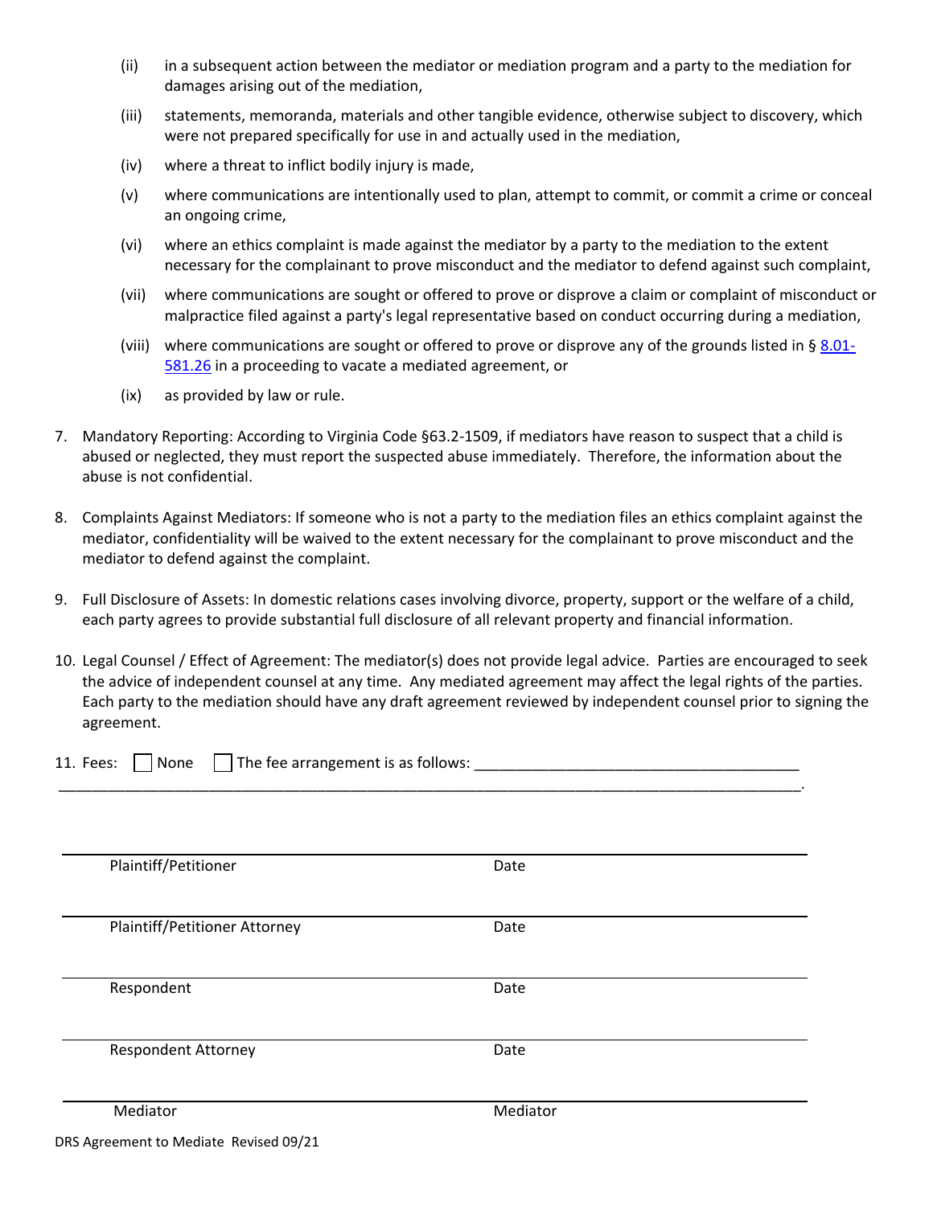(ii) in a subsequent action between the mediator or mediation program and a party to the mediation for damages arising out of the mediation,

(iii) statements, memoranda, materials and other tangible evidence, otherwise subject to discovery, which were not prepared specifically for use in and actually used in the mediation,

(iv) where a threat to inflict bodily injury is made,

(v) where communications are intentionally used to plan, attempt to commit, or commit a crime or conceal an ongoing crime,

(vi) where an ethics complaint is made against the mediator by a party to the mediation to the extent necessary for the complainant to prove misconduct and the mediator to defend against such complaint,

(vii) where communications are sought or offered to prove or disprove a claim or complaint of misconduct or malpractice filed against a party's legal representative based on conduct occurring during a mediation,

(viii) where communications are sought or offered to prove or disprove any of the grounds listed in § [8.01-581.26]() in a proceeding to vacate a mediated agreement, or

(ix) as provided by law or rule.

7. Mandatory Reporting: According to Virginia Code §63.2-1509, if mediators have reason to suspect that a child is abused or neglected, they must report the suspected abuse immediately. Therefore, the information about the abuse is not confidential.

8. Complaints Against Mediators: If someone who is not a party to the mediation files an ethics complaint against the mediator, confidentiality will be waived to the extent necessary for the complainant to prove misconduct and the mediator to defend against the complaint.

9. Full Disclosure of Assets: In domestic relations cases involving divorce, property, support or the welfare of a child, each party agrees to provide substantial full disclosure of all relevant property and financial information.

10. Legal Counsel / Effect of Agreement: The mediator(s) does not provide legal advice. Parties are encouraged to seek the advice of independent counsel at any time. Any mediated agreement may affect the legal rights of the parties. Each party to the mediation should have any draft agreement reviewed by independent counsel prior to signing the agreement.

11. Fees: ☐ None ☐ The fee arrangement is as follows: ______________________________________
_____________________________________________________________________________________.

| | |
|---|---|
| Plaintiff/Petitioner | Date |
| Plaintiff/Petitioner Attorney | Date |
| Respondent | Date |
| Respondent Attorney | Date |
| Mediator | Mediator |

DRS Agreement to Mediate Revised 09/21